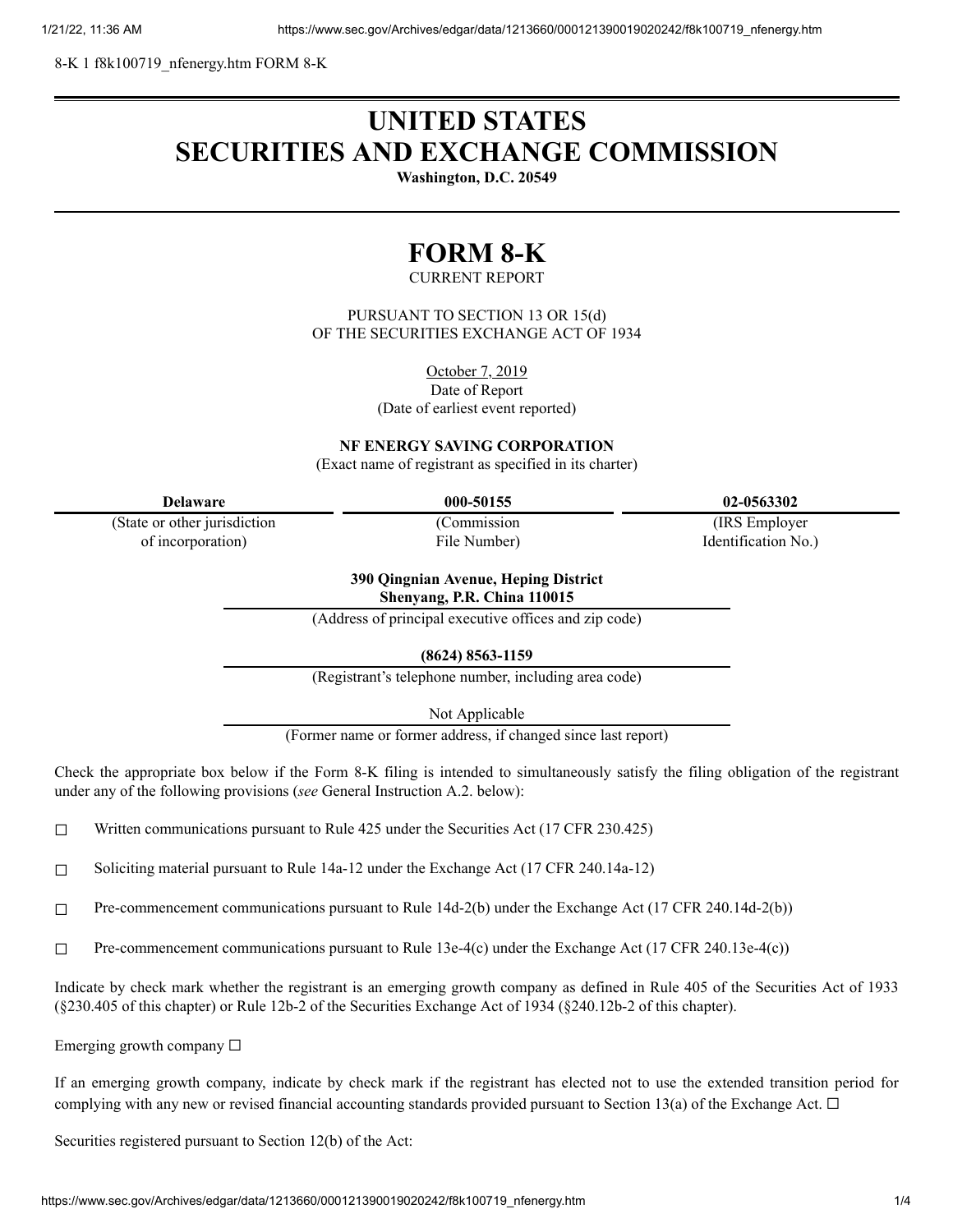8-K 1 f8k100719_nfenergy.htm FORM 8-K

# UNITED STATES
# SECURITIES AND EXCHANGE COMMISSION

**Washington, D.C. 20549**

# FORM 8-K

CURRENT REPORT

PURSUANT TO SECTION 13 OR 15(d)
OF THE SECURITIES EXCHANGE ACT OF 1934

October 7, 2019
Date of Report
(Date of earliest event reported)

**NF ENERGY SAVING CORPORATION**
(Exact name of registrant as specified in its charter)

| **Delaware** | **000-50155** | **02-0563302** |
|---|---|---|
| (State or other jurisdiction of incorporation) | (Commission File Number) | (IRS Employer Identification No.) |

**390 Qingnian Avenue, Heping District**
**Shenyang, P.R. China 110015**
(Address of principal executive offices and zip code)

**(8624) 8563-1159**
(Registrant's telephone number, including area code)

Not Applicable
(Former name or former address, if changed since last report)

Check the appropriate box below if the Form 8-K filing is intended to simultaneously satisfy the filing obligation of the registrant under any of the following provisions (*see* General Instruction A.2. below):

☐ Written communications pursuant to Rule 425 under the Securities Act (17 CFR 230.425)

☐ Soliciting material pursuant to Rule 14a-12 under the Exchange Act (17 CFR 240.14a-12)

☐ Pre-commencement communications pursuant to Rule 14d-2(b) under the Exchange Act (17 CFR 240.14d-2(b))

☐ Pre-commencement communications pursuant to Rule 13e-4(c) under the Exchange Act (17 CFR 240.13e-4(c))

Indicate by check mark whether the registrant is an emerging growth company as defined in Rule 405 of the Securities Act of 1933 (§230.405 of this chapter) or Rule 12b-2 of the Securities Exchange Act of 1934 (§240.12b-2 of this chapter).

Emerging growth company ☐

If an emerging growth company, indicate by check mark if the registrant has elected not to use the extended transition period for complying with any new or revised financial accounting standards provided pursuant to Section 13(a) of the Exchange Act. ☐

Securities registered pursuant to Section 12(b) of the Act: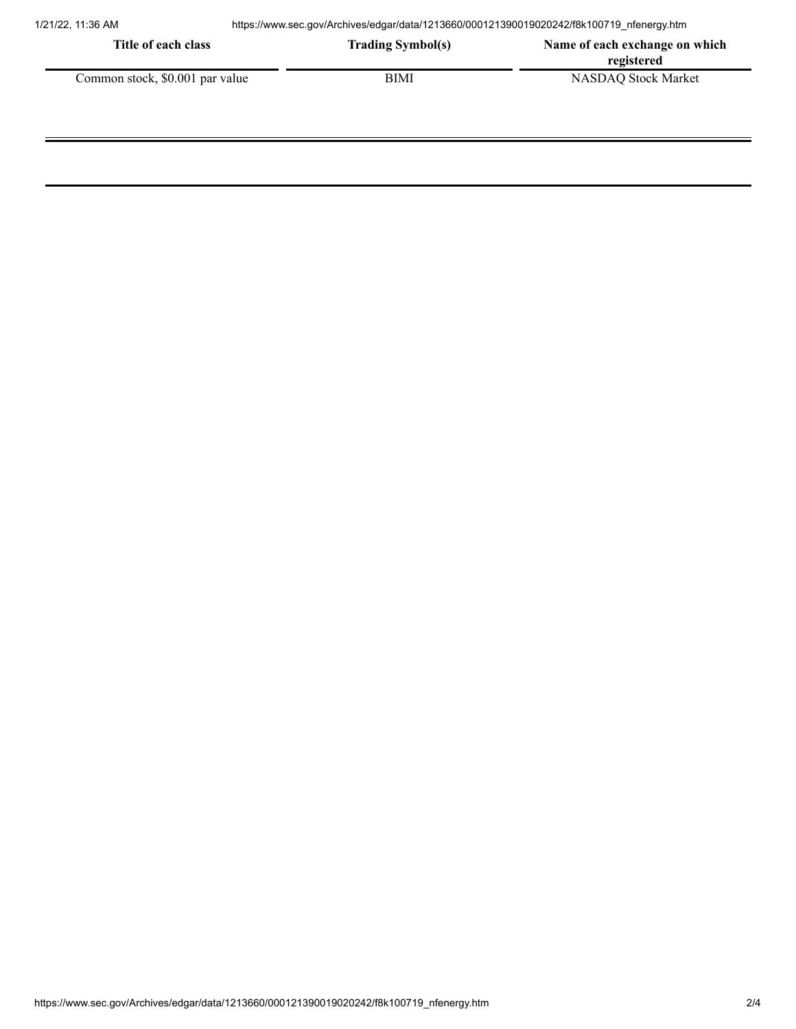| Title of each class | Trading Symbol(s) | Name of each exchange on which registered |
| --- | --- | --- |
| Common stock, $0.001 par value | BIMI | NASDAQ Stock Market |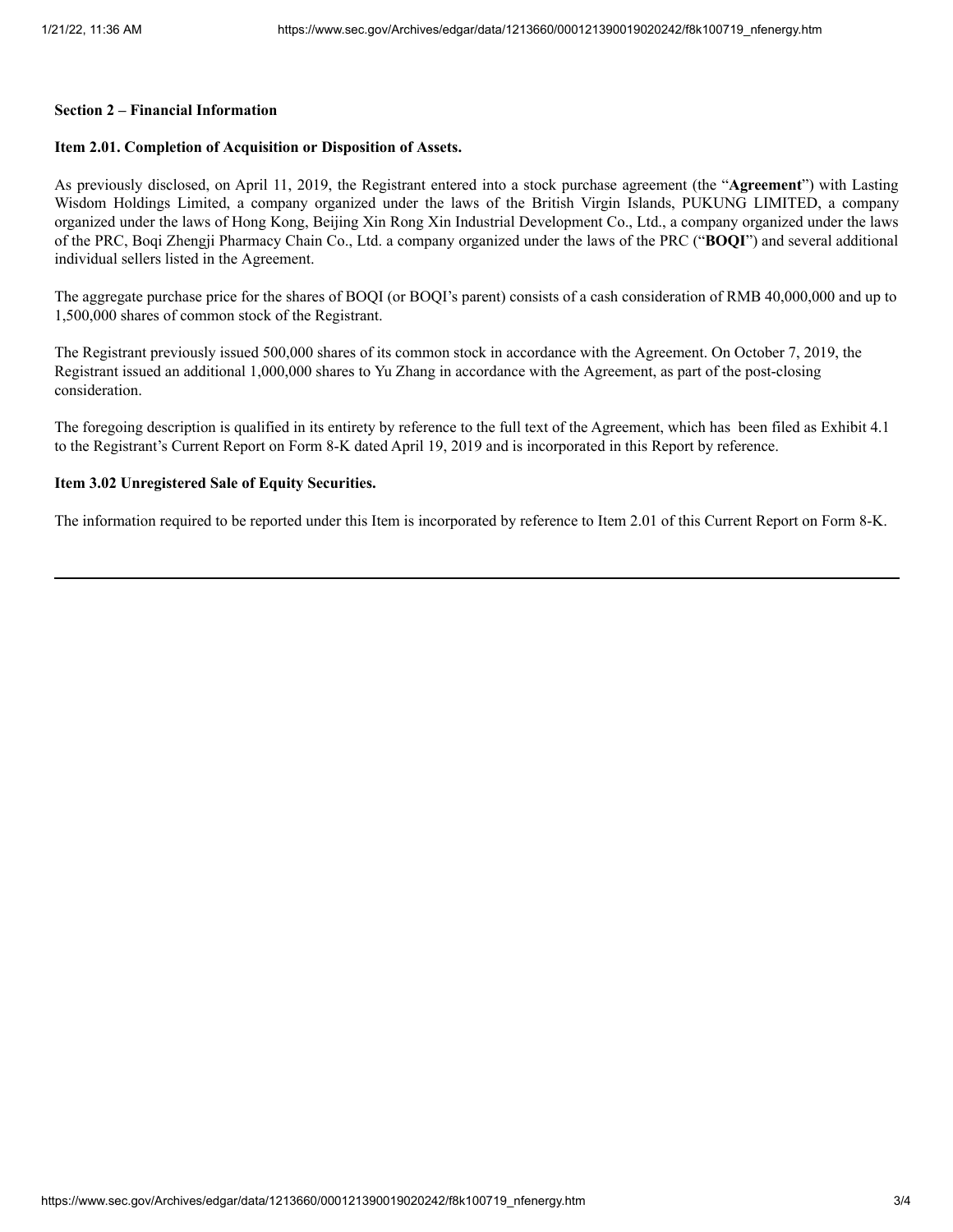**Section 2 – Financial Information**

**Item 2.01. Completion of Acquisition or Disposition of Assets.**

As previously disclosed, on April 11, 2019, the Registrant entered into a stock purchase agreement (the "**Agreement**") with Lasting Wisdom Holdings Limited, a company organized under the laws of the British Virgin Islands, PUKUNG LIMITED, a company organized under the laws of Hong Kong, Beijing Xin Rong Xin Industrial Development Co., Ltd., a company organized under the laws of the PRC, Boqi Zhengji Pharmacy Chain Co., Ltd. a company organized under the laws of the PRC ("**BOQI**") and several additional individual sellers listed in the Agreement.

The aggregate purchase price for the shares of BOQI (or BOQI's parent) consists of a cash consideration of RMB 40,000,000 and up to 1,500,000 shares of common stock of the Registrant.

The Registrant previously issued 500,000 shares of its common stock in accordance with the Agreement. On October 7, 2019, the Registrant issued an additional 1,000,000 shares to Yu Zhang in accordance with the Agreement, as part of the post-closing consideration.

The foregoing description is qualified in its entirety by reference to the full text of the Agreement, which has been filed as Exhibit 4.1 to the Registrant's Current Report on Form 8-K dated April 19, 2019 and is incorporated in this Report by reference.

**Item 3.02 Unregistered Sale of Equity Securities.**

The information required to be reported under this Item is incorporated by reference to Item 2.01 of this Current Report on Form 8-K.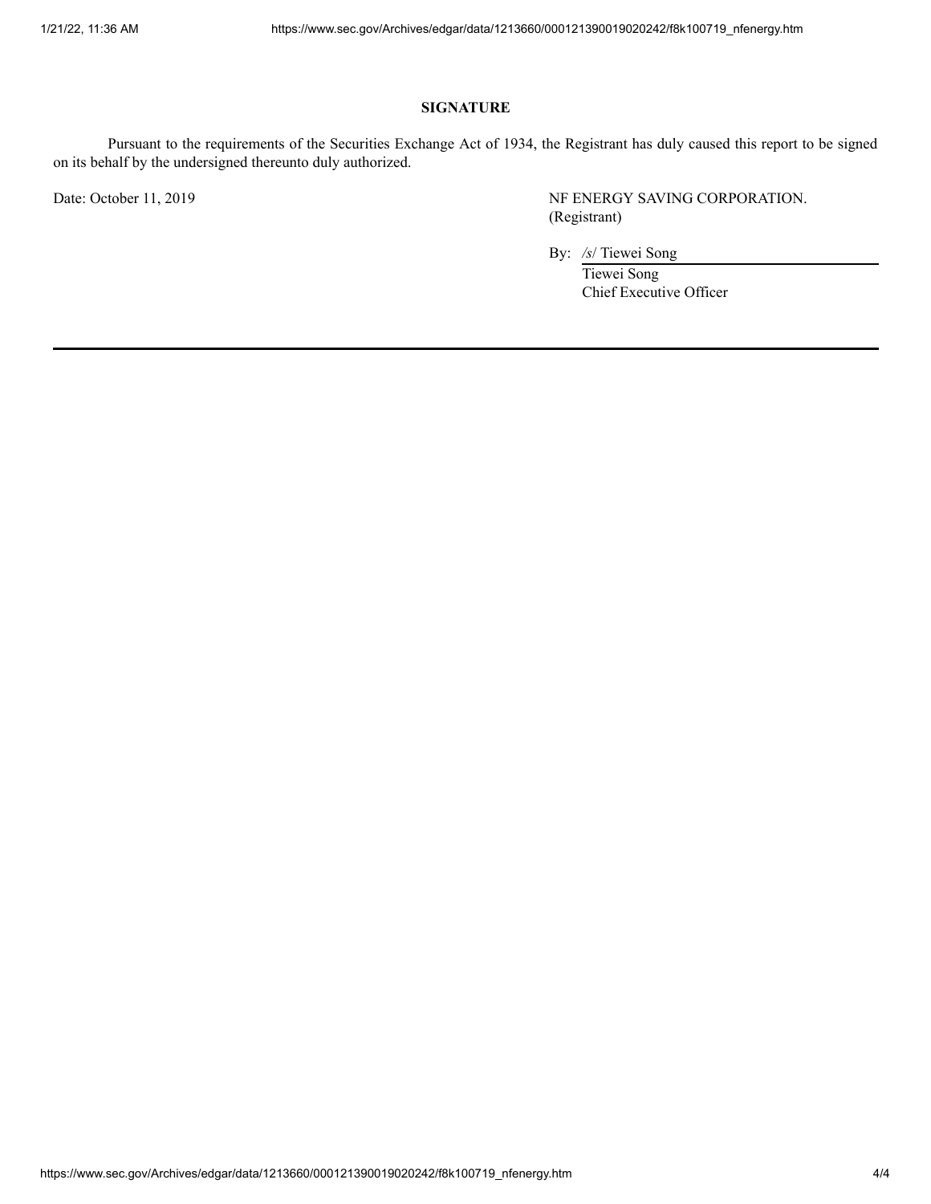**SIGNATURE**

Pursuant to the requirements of the Securities Exchange Act of 1934, the Registrant has duly caused this report to be signed on its behalf by the undersigned thereunto duly authorized.

Date: October 11, 2019

NF ENERGY SAVING CORPORATION.
(Registrant)

By: */s/* Tiewei Song
Tiewei Song
Chief Executive Officer